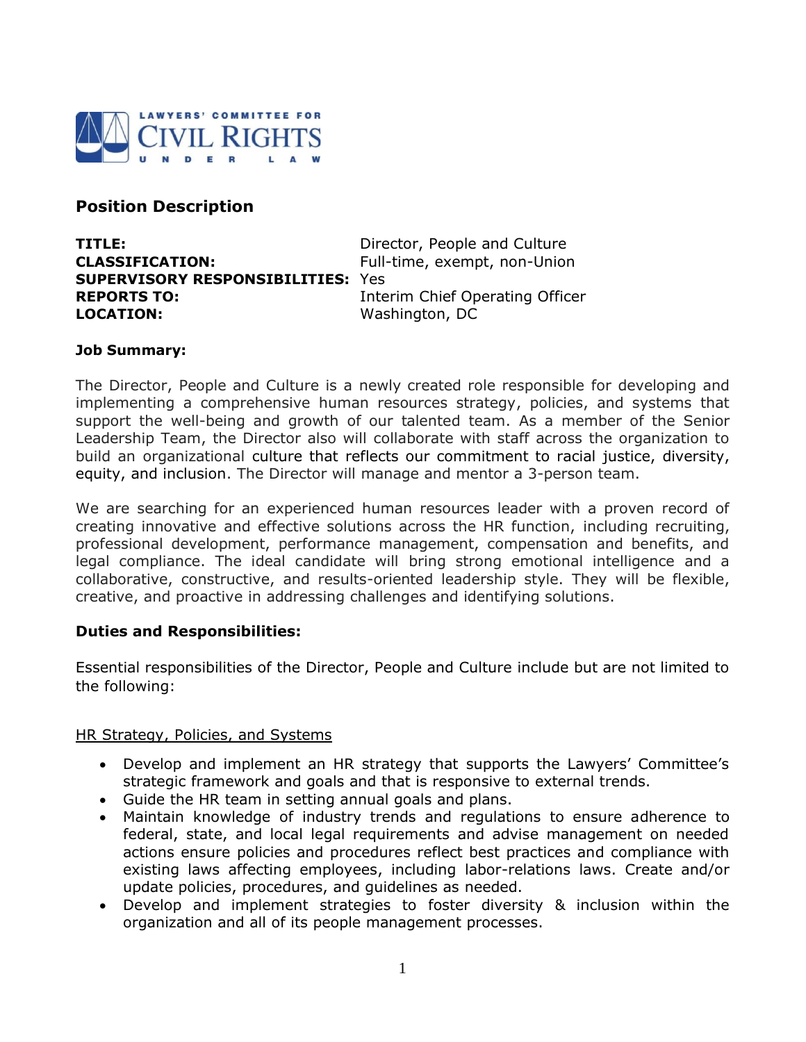LAWYERS' COMMITTEE FOR CIVIL RIGHTS UNDER LAW

## Position Description

**TITLE:** Director, People and Culture
**CLASSIFICATION:** Full-time, exempt, non-Union
**SUPERVISORY RESPONSIBILITIES:** Yes
**REPORTS TO:** Interim Chief Operating Officer
**LOCATION:** Washington, DC

**Job Summary:**

The Director, People and Culture is a newly created role responsible for developing and implementing a comprehensive human resources strategy, policies, and systems that support the well-being and growth of our talented team. As a member of the Senior Leadership Team, the Director also will collaborate with staff across the organization to build an organizational culture that reflects our commitment to racial justice, diversity, equity, and inclusion. The Director will manage and mentor a 3-person team.

We are searching for an experienced human resources leader with a proven record of creating innovative and effective solutions across the HR function, including recruiting, professional development, performance management, compensation and benefits, and legal compliance. The ideal candidate will bring strong emotional intelligence and a collaborative, constructive, and results-oriented leadership style. They will be flexible, creative, and proactive in addressing challenges and identifying solutions.

### Duties and Responsibilities:

Essential responsibilities of the Director, People and Culture include but are not limited to the following:

<u>HR Strategy, Policies, and Systems</u>

- Develop and implement an HR strategy that supports the Lawyers' Committee's strategic framework and goals and that is responsive to external trends.
- Guide the HR team in setting annual goals and plans.
- Maintain knowledge of industry trends and regulations to ensure adherence to federal, state, and local legal requirements and advise management on needed actions ensure policies and procedures reflect best practices and compliance with existing laws affecting employees, including labor-relations laws. Create and/or update policies, procedures, and guidelines as needed.
- Develop and implement strategies to foster diversity & inclusion within the organization and all of its people management processes.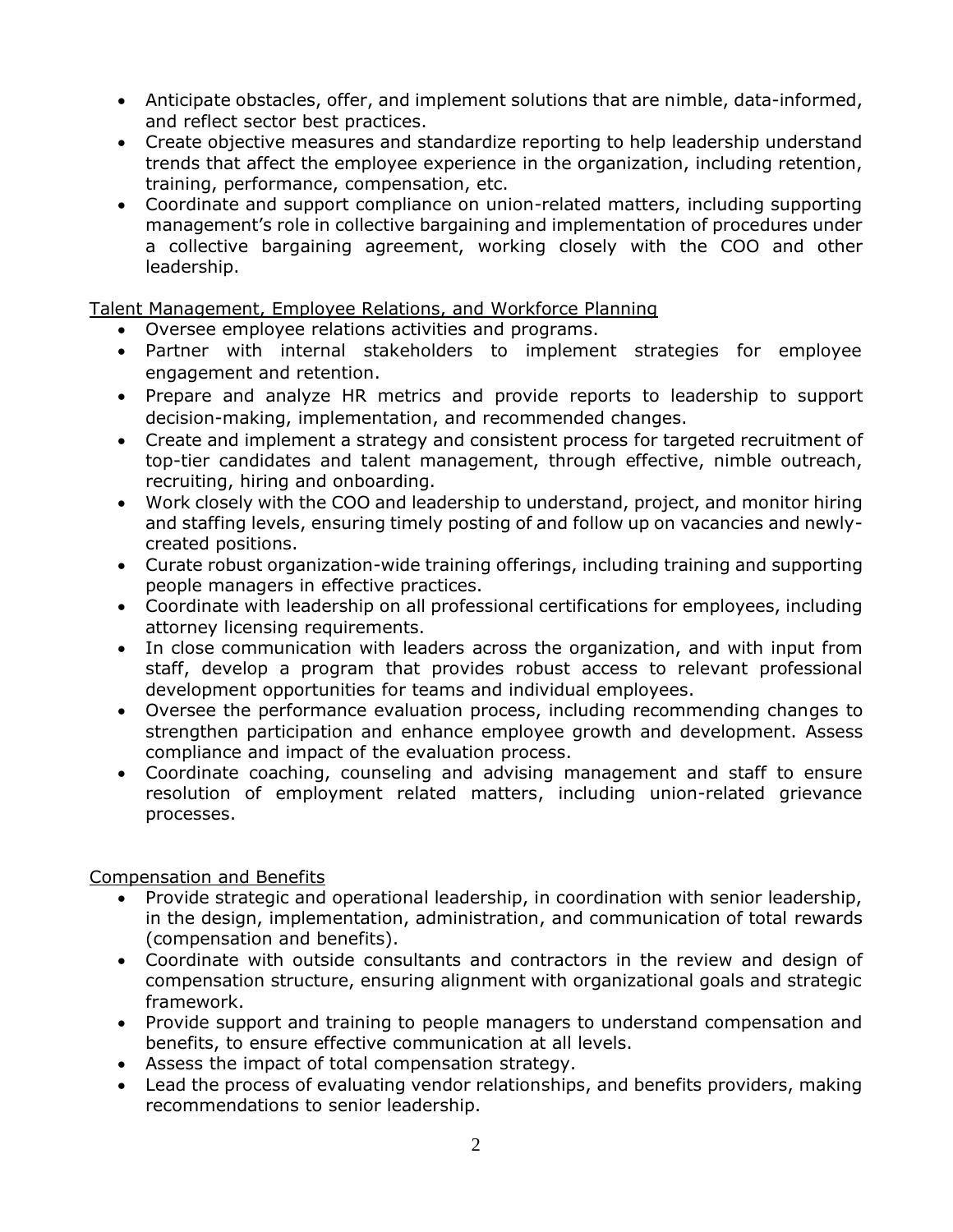- Anticipate obstacles, offer, and implement solutions that are nimble, data-informed, and reflect sector best practices.
- Create objective measures and standardize reporting to help leadership understand trends that affect the employee experience in the organization, including retention, training, performance, compensation, etc.
- Coordinate and support compliance on union-related matters, including supporting management's role in collective bargaining and implementation of procedures under a collective bargaining agreement, working closely with the COO and other leadership.

<u>Talent Management, Employee Relations, and Workforce Planning</u>

- Oversee employee relations activities and programs.
- Partner with internal stakeholders to implement strategies for employee engagement and retention.
- Prepare and analyze HR metrics and provide reports to leadership to support decision-making, implementation, and recommended changes.
- Create and implement a strategy and consistent process for targeted recruitment of top-tier candidates and talent management, through effective, nimble outreach, recruiting, hiring and onboarding.
- Work closely with the COO and leadership to understand, project, and monitor hiring and staffing levels, ensuring timely posting of and follow up on vacancies and newly-created positions.
- Curate robust organization-wide training offerings, including training and supporting people managers in effective practices.
- Coordinate with leadership on all professional certifications for employees, including attorney licensing requirements.
- In close communication with leaders across the organization, and with input from staff, develop a program that provides robust access to relevant professional development opportunities for teams and individual employees.
- Oversee the performance evaluation process, including recommending changes to strengthen participation and enhance employee growth and development. Assess compliance and impact of the evaluation process.
- Coordinate coaching, counseling and advising management and staff to ensure resolution of employment related matters, including union-related grievance processes.

<u>Compensation and Benefits</u>

- Provide strategic and operational leadership, in coordination with senior leadership, in the design, implementation, administration, and communication of total rewards (compensation and benefits).
- Coordinate with outside consultants and contractors in the review and design of compensation structure, ensuring alignment with organizational goals and strategic framework.
- Provide support and training to people managers to understand compensation and benefits, to ensure effective communication at all levels.
- Assess the impact of total compensation strategy.
- Lead the process of evaluating vendor relationships, and benefits providers, making recommendations to senior leadership.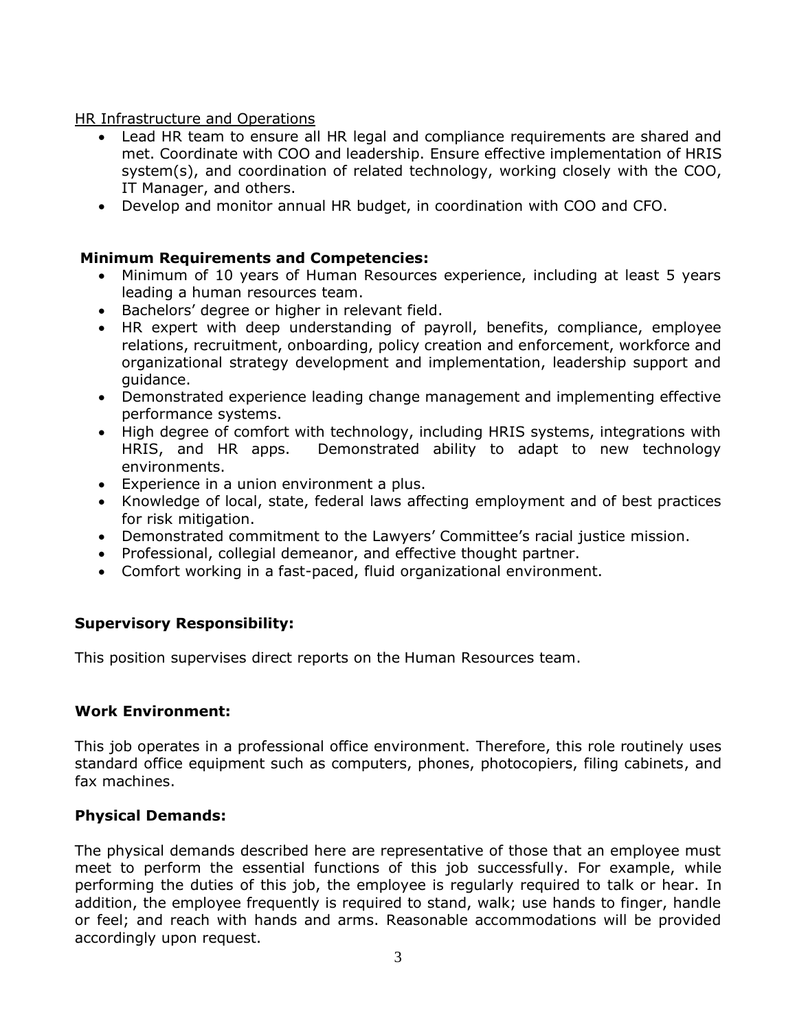<u>HR Infrastructure and Operations</u>

- Lead HR team to ensure all HR legal and compliance requirements are shared and met. Coordinate with COO and leadership. Ensure effective implementation of HRIS system(s), and coordination of related technology, working closely with the COO, IT Manager, and others.
- Develop and monitor annual HR budget, in coordination with COO and CFO.

**Minimum Requirements and Competencies:**

- Minimum of 10 years of Human Resources experience, including at least 5 years leading a human resources team.
- Bachelors' degree or higher in relevant field.
- HR expert with deep understanding of payroll, benefits, compliance, employee relations, recruitment, onboarding, policy creation and enforcement, workforce and organizational strategy development and implementation, leadership support and guidance.
- Demonstrated experience leading change management and implementing effective performance systems.
- High degree of comfort with technology, including HRIS systems, integrations with HRIS, and HR apps. Demonstrated ability to adapt to new technology environments.
- Experience in a union environment a plus.
- Knowledge of local, state, federal laws affecting employment and of best practices for risk mitigation.
- Demonstrated commitment to the Lawyers' Committee's racial justice mission.
- Professional, collegial demeanor, and effective thought partner.
- Comfort working in a fast-paced, fluid organizational environment.

**Supervisory Responsibility:**

This position supervises direct reports on the Human Resources team.

**Work Environment:**

This job operates in a professional office environment. Therefore, this role routinely uses standard office equipment such as computers, phones, photocopiers, filing cabinets, and fax machines.

**Physical Demands:**

The physical demands described here are representative of those that an employee must meet to perform the essential functions of this job successfully. For example, while performing the duties of this job, the employee is regularly required to talk or hear. In addition, the employee frequently is required to stand, walk; use hands to finger, handle or feel; and reach with hands and arms. Reasonable accommodations will be provided accordingly upon request.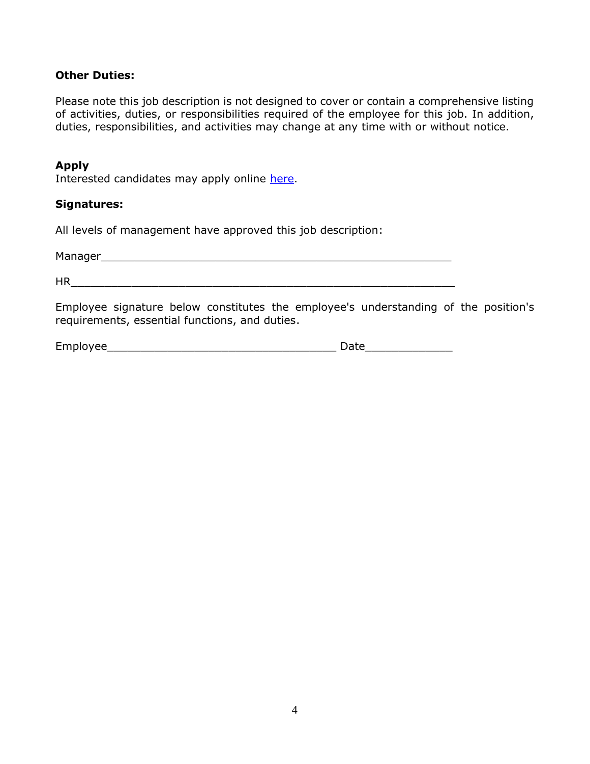**Other Duties:**

Please note this job description is not designed to cover or contain a comprehensive listing of activities, duties, or responsibilities required of the employee for this job. In addition, duties, responsibilities, and activities may change at any time with or without notice.

**Apply**

Interested candidates may apply online here.

**Signatures:**

All levels of management have approved this job description:

Manager_______________________________________________________

HR____________________________________________________________

Employee signature below constitutes the employee's understanding of the position's requirements, essential functions, and duties.

Employee____________________________________ Date_____________